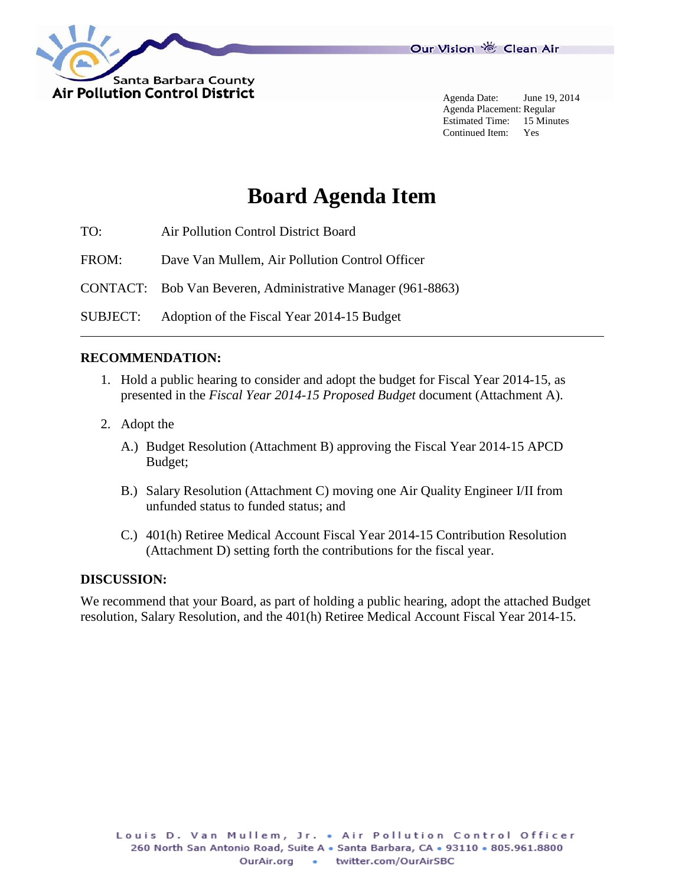Santa Barbara County
Air Pollution Control District

Our Vision Clean Air

Agenda Date: June 19, 2014
Agenda Placement: Regular
Estimated Time: 15 Minutes
Continued Item: Yes

# Board Agenda Item

TO: Air Pollution Control District Board

FROM: Dave Van Mullem, Air Pollution Control Officer

CONTACT: Bob Van Beveren, Administrative Manager (961-8863)

SUBJECT: Adoption of the Fiscal Year 2014-15 Budget

---

**RECOMMENDATION:**

1. Hold a public hearing to consider and adopt the budget for Fiscal Year 2014-15, as presented in the *Fiscal Year 2014-15 Proposed Budget* document (Attachment A).

2. Adopt the

   A.) Budget Resolution (Attachment B) approving the Fiscal Year 2014-15 APCD Budget;

   B.) Salary Resolution (Attachment C) moving one Air Quality Engineer I/II from unfunded status to funded status; and

   C.) 401(h) Retiree Medical Account Fiscal Year 2014-15 Contribution Resolution (Attachment D) setting forth the contributions for the fiscal year.

**DISCUSSION:**

We recommend that your Board, as part of holding a public hearing, adopt the attached Budget resolution, Salary Resolution, and the 401(h) Retiree Medical Account Fiscal Year 2014-15.

Louis D. Van Mullem, Jr. • Air Pollution Control Officer
260 North San Antonio Road, Suite A • Santa Barbara, CA • 93110 • 805.961.8800
OurAir.org • twitter.com/OurAirSBC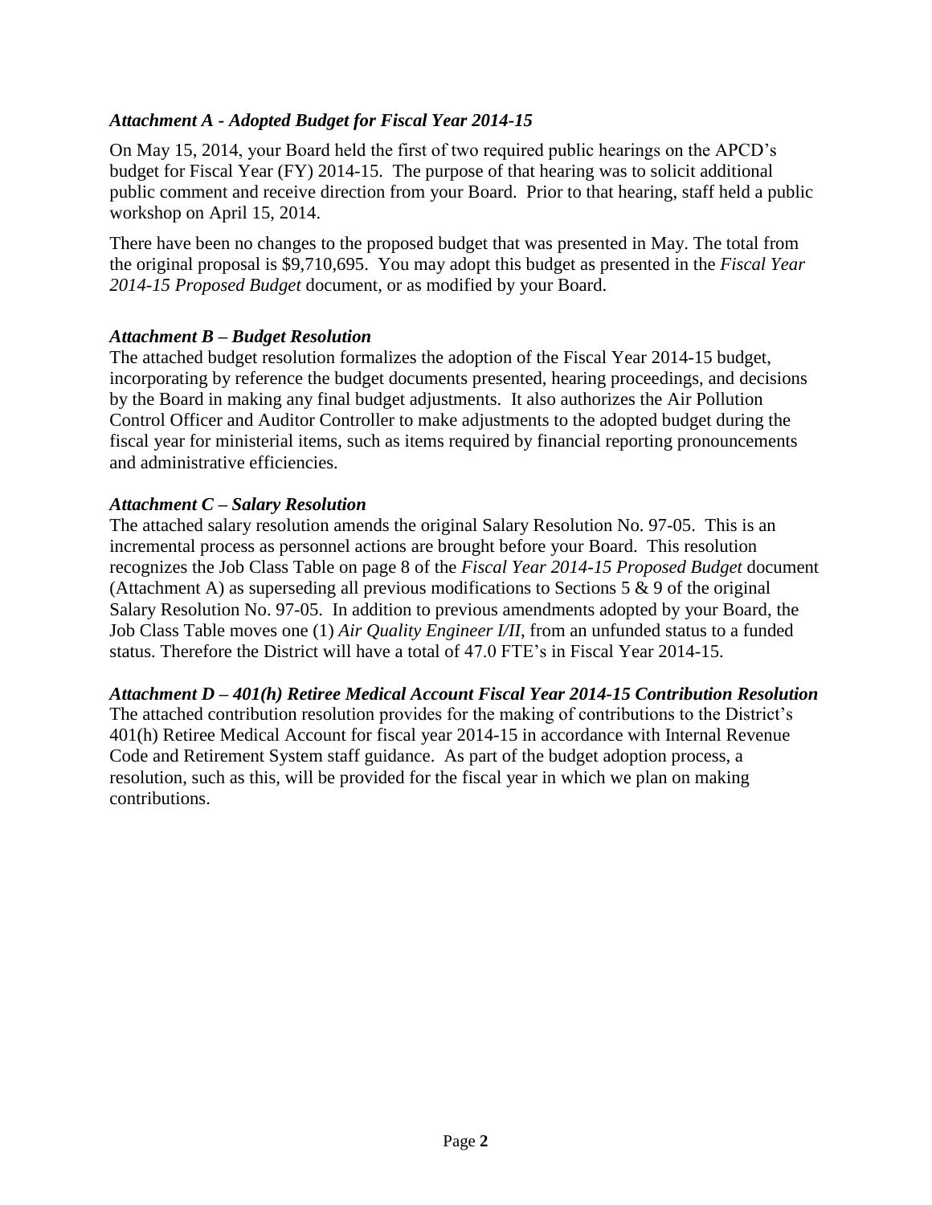### *Attachment A - Adopted Budget for Fiscal Year 2014-15*

On May 15, 2014, your Board held the first of two required public hearings on the APCD's budget for Fiscal Year (FY) 2014-15. The purpose of that hearing was to solicit additional public comment and receive direction from your Board. Prior to that hearing, staff held a public workshop on April 15, 2014.

There have been no changes to the proposed budget that was presented in May. The total from the original proposal is $9,710,695. You may adopt this budget as presented in the *Fiscal Year 2014-15 Proposed Budget* document, or as modified by your Board.

### *Attachment B – Budget Resolution*

The attached budget resolution formalizes the adoption of the Fiscal Year 2014-15 budget, incorporating by reference the budget documents presented, hearing proceedings, and decisions by the Board in making any final budget adjustments. It also authorizes the Air Pollution Control Officer and Auditor Controller to make adjustments to the adopted budget during the fiscal year for ministerial items, such as items required by financial reporting pronouncements and administrative efficiencies.

### *Attachment C – Salary Resolution*

The attached salary resolution amends the original Salary Resolution No. 97-05. This is an incremental process as personnel actions are brought before your Board. This resolution recognizes the Job Class Table on page 8 of the *Fiscal Year 2014-15 Proposed Budget* document (Attachment A) as superseding all previous modifications to Sections 5 & 9 of the original Salary Resolution No. 97-05. In addition to previous amendments adopted by your Board, the Job Class Table moves one (1) *Air Quality Engineer I/II*, from an unfunded status to a funded status. Therefore the District will have a total of 47.0 FTE's in Fiscal Year 2014-15.

### *Attachment D – 401(h) Retiree Medical Account Fiscal Year 2014-15 Contribution Resolution*

The attached contribution resolution provides for the making of contributions to the District's 401(h) Retiree Medical Account for fiscal year 2014-15 in accordance with Internal Revenue Code and Retirement System staff guidance. As part of the budget adoption process, a resolution, such as this, will be provided for the fiscal year in which we plan on making contributions.